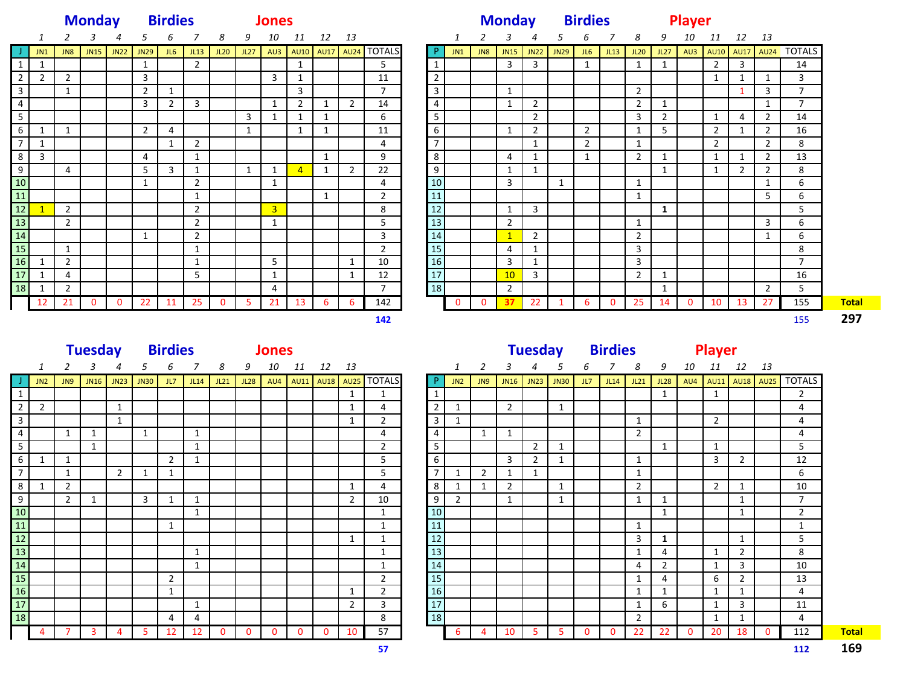## Monday Birdies Jones

| | 1 | 2 | 3 | 4 | 5 | 6 | 7 | 8 | 9 | 10 | 11 | 12 | 13 | |
|---|---|---|---|---|---|---|---|---|---|---|---|---|---|---|
| J | JN1 | JN8 | JN15 | JN22 | JN29 | JL6 | JL13 | JL20 | JL27 | AU3 | AU10 | AU17 | AU24 | TOTALS |
| 1 | 1 | | | | 1 | | 2 | | | | 1 | | | 5 |
| 2 | 2 | 2 | | | 3 | | | | | 3 | 1 | | | 11 |
| 3 | | 1 | | | 2 | 1 | | | | | 3 | | | 7 |
| 4 | | | | | 3 | 2 | 3 | | | 1 | 2 | 1 | 2 | 14 |
| 5 | | | | | | | | | 3 | 1 | 1 | 1 | | 6 |
| 6 | 1 | 1 | | | 2 | 4 | | | 1 | | 1 | 1 | | 11 |
| 7 | 1 | | | | | 1 | 2 | | | | | | | 4 |
| 8 | 3 | | | | 4 | | 1 | | | | | 1 | | 9 |
| 9 | | 4 | | | 5 | 3 | 1 | | 1 | 1 | 4 | 1 | 2 | 22 |
| 10 | | | | | 1 | | 2 | | | 1 | | | | 4 |
| 11 | | | | | | | 1 | | | | | 1 | | 2 |
| 12 | 1 | 2 | | | | | 2 | | | 3 | | | | 8 |
| 13 | | 2 | | | | | 2 | | | 1 | | | | 5 |
| 14 | | | | | 1 | | 2 | | | | | | | 3 |
| 15 | | 1 | | | | | 1 | | | | | | | 2 |
| 16 | 1 | 2 | | | | | 1 | | | 5 | | | 1 | 10 |
| 17 | 1 | 4 | | | | | 5 | | | 1 | | | 1 | 12 |
| 18 | 1 | 2 | | | | | | | | 4 | | | | 7 |
| | 12 | 21 | 0 | 0 | 22 | 11 | 25 | 0 | 5 | 21 | 13 | 6 | 6 | 142 |

142

## Monday Birdies Player

| | 1 | 2 | 3 | 4 | 5 | 6 | 7 | 8 | 9 | 10 | 11 | 12 | 13 | |
|---|---|---|---|---|---|---|---|---|---|---|---|---|---|---|
| P | JN1 | JN8 | JN15 | JN22 | JN29 | JL6 | JL13 | JL20 | JL27 | AU3 | AU10 | AU17 | AU24 | TOTALS |
| 1 | | | 3 | 3 | | 1 | | 1 | 1 | | 2 | 3 | | 14 |
| 2 | | | | | | | | | | | 1 | 1 | 1 | 3 |
| 3 | | | 1 | | | | | 2 | | | | 1 | 3 | 7 |
| 4 | | | 1 | 2 | | | | 2 | 1 | | | | 1 | 7 |
| 5 | | | | 2 | | | | 3 | 2 | | 1 | 4 | 2 | 14 |
| 6 | | | 1 | 2 | | 2 | | 1 | 5 | | 2 | 1 | 2 | 16 |
| 7 | | | | 1 | | 2 | | 1 | | | 2 | | 2 | 8 |
| 8 | | | 4 | 1 | | 1 | | 2 | 1 | | 1 | 1 | 2 | 13 |
| 9 | | | 1 | 1 | | | | | 1 | | 1 | 2 | 2 | 8 |
| 10 | | | 3 | | 1 | | | 1 | | | | | 1 | 6 |
| 11 | | | | | | | | 1 | | | | | 5 | 6 |
| 12 | | | 1 | 3 | | | | | **1** | | | | | 5 |
| 13 | | | 2 | | | | | 1 | | | | | 3 | 6 |
| 14 | | | 1 | 2 | | | | 2 | | | | | 1 | 6 |
| 15 | | | 4 | 1 | | | | 3 | | | | | | 8 |
| 16 | | | 3 | 1 | | | | 3 | | | | | | 7 |
| 17 | | | 10 | 3 | | | | 2 | 1 | | | | | 16 |
| 18 | | | 2 | | | | | | 1 | | | | 2 | 5 |
| | 0 | 0 | **37** | 22 | 1 | 6 | 0 | 25 | 14 | 0 | 10 | 13 | 27 | 155 |

155

**Total** **297**

## Tuesday Birdies Jones

| | 1 | 2 | 3 | 4 | 5 | 6 | 7 | 8 | 9 | 10 | 11 | 12 | 13 | |
|---|---|---|---|---|---|---|---|---|---|---|---|---|---|---|
| J | JN2 | JN9 | JN16 | JN23 | JN30 | JL7 | JL14 | JL21 | JL28 | AU4 | AU11 | AU18 | AU25 | TOTALS |
| 1 | | | | | | | | | | | | | 1 | 1 |
| 2 | 2 | | | 1 | | | | | | | | | 1 | 4 |
| 3 | | | | 1 | | | | | | | | | 1 | 2 |
| 4 | | 1 | 1 | | 1 | | 1 | | | | | | | 4 |
| 5 | | | 1 | | | | 1 | | | | | | | 2 |
| 6 | 1 | 1 | | | | 2 | 1 | | | | | | | 5 |
| 7 | | 1 | | 2 | 1 | 1 | | | | | | | | 5 |
| 8 | 1 | 2 | | | | | | | | | | | 1 | 4 |
| 9 | | 2 | 1 | | 3 | 1 | 1 | | | | | | 2 | 10 |
| 10 | | | | | | | 1 | | | | | | | 1 |
| 11 | | | | | | 1 | | | | | | | | 1 |
| 12 | | | | | | | | | | | | | 1 | 1 |
| 13 | | | | | | | 1 | | | | | | | 1 |
| 14 | | | | | | | 1 | | | | | | | 1 |
| 15 | | | | | | 2 | | | | | | | | 2 |
| 16 | | | | | | 1 | | | | | | | 1 | 2 |
| 17 | | | | | | | 1 | | | | | | 2 | 3 |
| 18 | | | | | | 4 | 4 | | | | | | | 8 |
| | 4 | 7 | 3 | 4 | 5 | 12 | 12 | 0 | 0 | 0 | 0 | 0 | 10 | 57 |

57

## Tuesday Birdies Player

| | 1 | 2 | 3 | 4 | 5 | 6 | 7 | 8 | 9 | 10 | 11 | 12 | 13 | |
|---|---|---|---|---|---|---|---|---|---|---|---|---|---|---|
| P | JN2 | JN9 | JN16 | JN23 | JN30 | JL7 | JL14 | JL21 | JL28 | AU4 | AU11 | AU18 | AU25 | TOTALS |
| 1 | | | | | | | | | 1 | | 1 | | | 2 |
| 2 | 1 | | 2 | | 1 | | | | | | | | | 4 |
| 3 | 1 | | | | | | | 1 | | | 2 | | | 4 |
| 4 | | 1 | 1 | | | | | 2 | | | | | | 4 |
| 5 | | | | 2 | 1 | | | | 1 | | 1 | | | 5 |
| 6 | | | 3 | 2 | 1 | | | 1 | | | 3 | 2 | | 12 |
| 7 | 1 | 2 | 1 | 1 | | | | 1 | | | | | | 6 |
| 8 | 1 | 1 | 2 | | 1 | | | 2 | | | 2 | 1 | | 10 |
| 9 | 2 | | 1 | | 1 | | | 1 | 1 | | | 1 | | 7 |
| 10 | | | | | | | | | 1 | | | 1 | | 2 |
| 11 | | | | | | | | 1 | | | | | | 1 |
| 12 | | | | | | | | 3 | **1** | | | 1 | | 5 |
| 13 | | | | | | | | 1 | 4 | | 1 | 2 | | 8 |
| 14 | | | | | | | | 4 | 2 | | 1 | 3 | | 10 |
| 15 | | | | | | | | 1 | 4 | | 6 | 2 | | 13 |
| 16 | | | | | | | | 1 | 1 | | 1 | 1 | | 4 |
| 17 | | | | | | | | 1 | 6 | | 1 | 3 | | 11 |
| 18 | | | | | | | | 2 | | | 1 | 1 | | 4 |
| | 6 | 4 | 10 | 5 | 5 | 0 | 0 | 22 | 22 | 0 | 20 | 18 | 0 | 112 |

112

**Total** **169**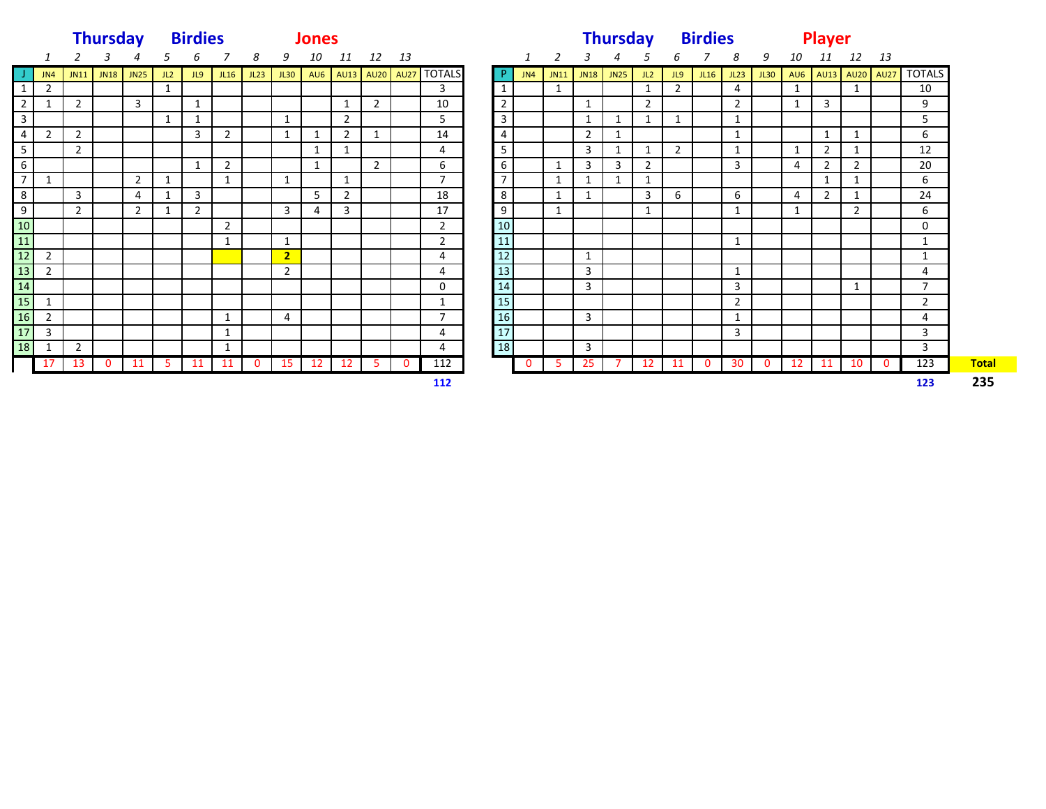## Thursday Birdies Jones

| J | JN4 | JN11 | JN18 | JN25 | JL2 | JL9 | JL16 | JL23 | JL30 | AU6 | AU13 | AU20 | AU27 | TOTALS |
|---|---|---|---|---|---|---|---|---|---|---|---|---|---|---|
| | 1 | 2 | 3 | 4 | 5 | 6 | 7 | 8 | 9 | 10 | 11 | 12 | 13 | |
| 1 | 2 | | | | 1 | | | | | | | | | 3 |
| 2 | 1 | 2 | | 3 | | 1 | | | | | 1 | 2 | | 10 |
| 3 | | | | | 1 | 1 | | | 1 | | 2 | | | 5 |
| 4 | 2 | 2 | | | | 3 | 2 | | 1 | 1 | 2 | 1 | | 14 |
| 5 | | 2 | | | | | | | | 1 | 1 | | | 4 |
| 6 | | | | | | 1 | 2 | | | 1 | | 2 | | 6 |
| 7 | 1 | | | 2 | 1 | | 1 | | 1 | | 1 | | | 7 |
| 8 | | 3 | | 4 | 1 | 3 | | | | 5 | 2 | | | 18 |
| 9 | | 2 | | 2 | 1 | 2 | | | 3 | 4 | 3 | | | 17 |
| 10 | | | | | | | 2 | | | | | | | 2 |
| 11 | | | | | | | 1 | | 1 | | | | | 2 |
| 12 | 2 | | | | | | | | **2** | | | | | 4 |
| 13 | 2 | | | | | | | | 2 | | | | | 4 |
| 14 | | | | | | | | | | | | | | 0 |
| 15 | 1 | | | | | | | | | | | | | 1 |
| 16 | 2 | | | | | | 1 | | 4 | | | | | 7 |
| 17 | 3 | | | | | | 1 | | | | | | | 4 |
| 18 | 1 | 2 | | | | | 1 | | | | | | | 4 |
| | 17 | 13 | 0 | 11 | 5 | 11 | 11 | 0 | 15 | 12 | 12 | 5 | 0 | 112 |

112

## Thursday Birdies Player

| P | JN4 | JN11 | JN18 | JN25 | JL2 | JL9 | JL16 | JL23 | JL30 | AU6 | AU13 | AU20 | AU27 | TOTALS |
|---|---|---|---|---|---|---|---|---|---|---|---|---|---|---|
| | 1 | 2 | 3 | 4 | 5 | 6 | 7 | 8 | 9 | 10 | 11 | 12 | 13 | |
| 1 | | 1 | | | 1 | 2 | | 4 | | 1 | | 1 | | 10 |
| 2 | | | 1 | | 2 | | | 2 | | 1 | 3 | | | 9 |
| 3 | | | 1 | 1 | 1 | 1 | | 1 | | | | | | 5 |
| 4 | | | 2 | 1 | | | | 1 | | | 1 | 1 | | 6 |
| 5 | | | 3 | 1 | 1 | 2 | | 1 | | 1 | 2 | 1 | | 12 |
| 6 | | 1 | 3 | 3 | 2 | | | 3 | | 4 | 2 | 2 | | 20 |
| 7 | | 1 | 1 | 1 | 1 | | | | | | 1 | 1 | | 6 |
| 8 | | 1 | 1 | | 3 | 6 | | 6 | | 4 | 2 | 1 | | 24 |
| 9 | | 1 | | | 1 | | | 1 | | 1 | | 2 | | 6 |
| 10 | | | | | | | | | | | | | | 0 |
| 11 | | | | | | | | 1 | | | | | | 1 |
| 12 | | | 1 | | | | | | | | | | | 1 |
| 13 | | | 3 | | | | | 1 | | | | | | 4 |
| 14 | | | 3 | | | | | 3 | | | | 1 | | 7 |
| 15 | | | | | | | | 2 | | | | | | 2 |
| 16 | | | 3 | | | | | 1 | | | | | | 4 |
| 17 | | | | | | | | 3 | | | | | | 3 |
| 18 | | | 3 | | | | | | | | | | | 3 |
| | 0 | 5 | 25 | 7 | 12 | 11 | 0 | 30 | 0 | 12 | 11 | 10 | 0 | 123 |

123

**Total** 235